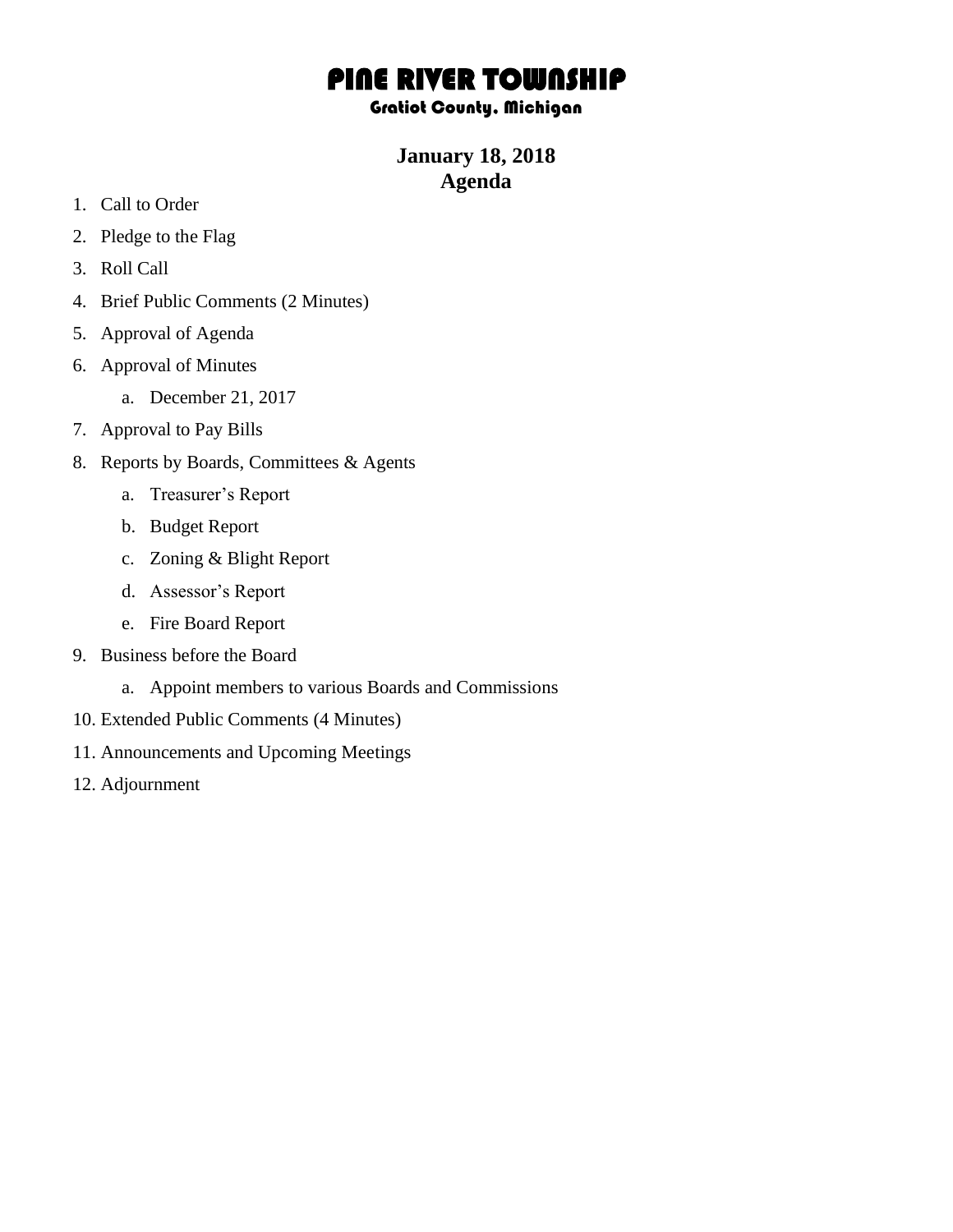# PINE RIVER TOWNSHIP

## Gratiot County, Michigan

**January 18, 2018**
**Agenda**

1. Call to Order
2. Pledge to the Flag
3. Roll Call
4. Brief Public Comments (2 Minutes)
5. Approval of Agenda
6. Approval of Minutes
    a. December 21, 2017
7. Approval to Pay Bills
8. Reports by Boards, Committees & Agents
    a. Treasurer's Report
    b. Budget Report
    c. Zoning & Blight Report
    d. Assessor's Report
    e. Fire Board Report
9. Business before the Board
    a. Appoint members to various Boards and Commissions
10. Extended Public Comments (4 Minutes)
11. Announcements and Upcoming Meetings
12. Adjournment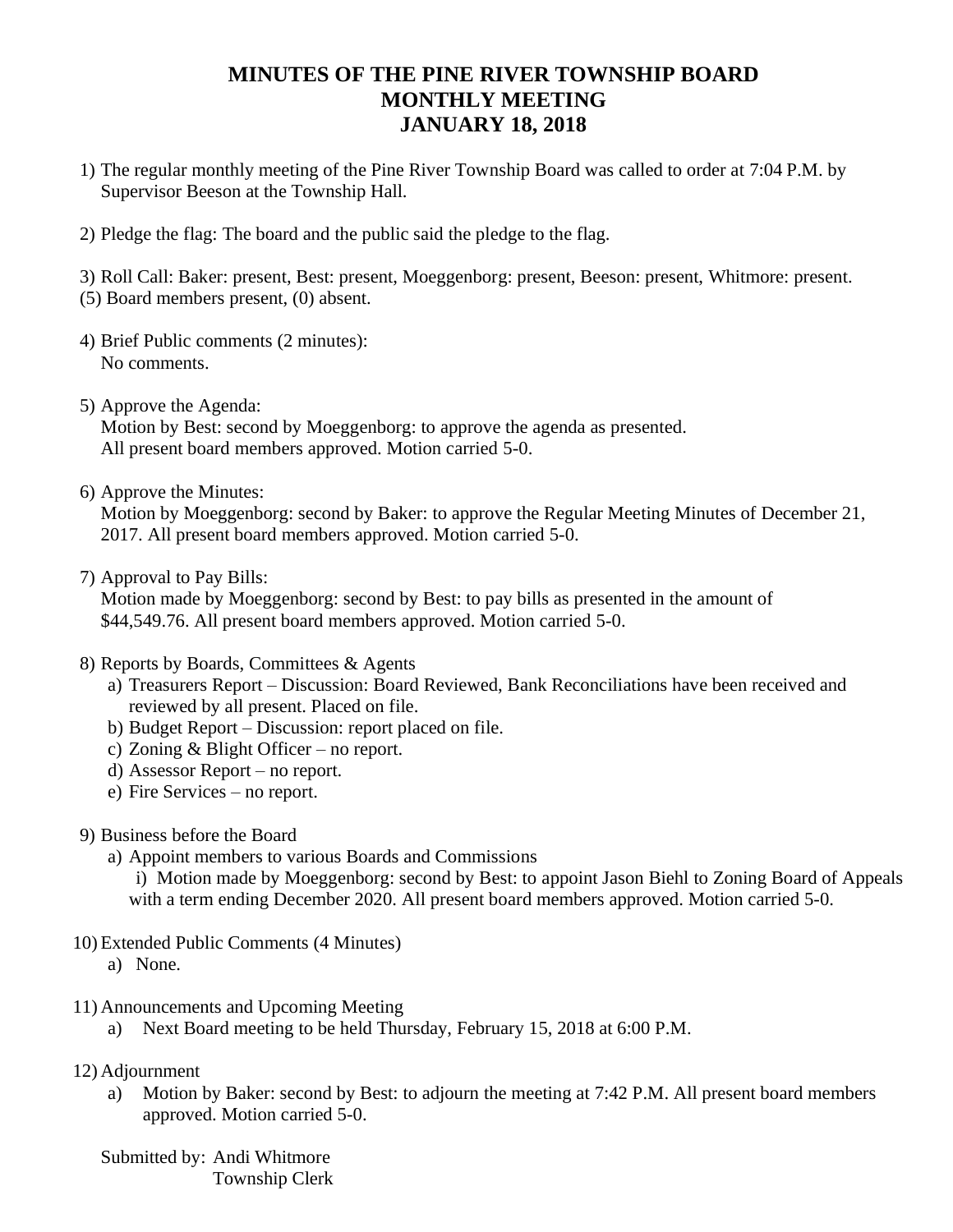# MINUTES OF THE PINE RIVER TOWNSHIP BOARD
# MONTHLY MEETING
# JANUARY 18, 2018

1) The regular monthly meeting of the Pine River Township Board was called to order at 7:04 P.M. by Supervisor Beeson at the Township Hall.

2) Pledge the flag: The board and the public said the pledge to the flag.

3) Roll Call: Baker: present, Best: present, Moeggenborg: present, Beeson: present, Whitmore: present.
(5) Board members present, (0) absent.

4) Brief Public comments (2 minutes):
No comments.

5) Approve the Agenda:
Motion by Best: second by Moeggenborg: to approve the agenda as presented.
All present board members approved. Motion carried 5-0.

6) Approve the Minutes:
Motion by Moeggenborg: second by Baker: to approve the Regular Meeting Minutes of December 21, 2017. All present board members approved. Motion carried 5-0.

7) Approval to Pay Bills:
Motion made by Moeggenborg: second by Best: to pay bills as presented in the amount of $44,549.76. All present board members approved. Motion carried 5-0.

8) Reports by Boards, Committees & Agents
   a) Treasurers Report – Discussion: Board Reviewed, Bank Reconciliations have been received and reviewed by all present. Placed on file.
   b) Budget Report – Discussion: report placed on file.
   c) Zoning & Blight Officer – no report.
   d) Assessor Report – no report.
   e) Fire Services – no report.

9) Business before the Board
   a) Appoint members to various Boards and Commissions
      i) Motion made by Moeggenborg: second by Best: to appoint Jason Biehl to Zoning Board of Appeals with a term ending December 2020. All present board members approved. Motion carried 5-0.

10) Extended Public Comments (4 Minutes)
   a) None.

11) Announcements and Upcoming Meeting
   a) Next Board meeting to be held Thursday, February 15, 2018 at 6:00 P.M.

12) Adjournment
   a) Motion by Baker: second by Best: to adjourn the meeting at 7:42 P.M. All present board members approved. Motion carried 5-0.

Submitted by: Andi Whitmore
Township Clerk